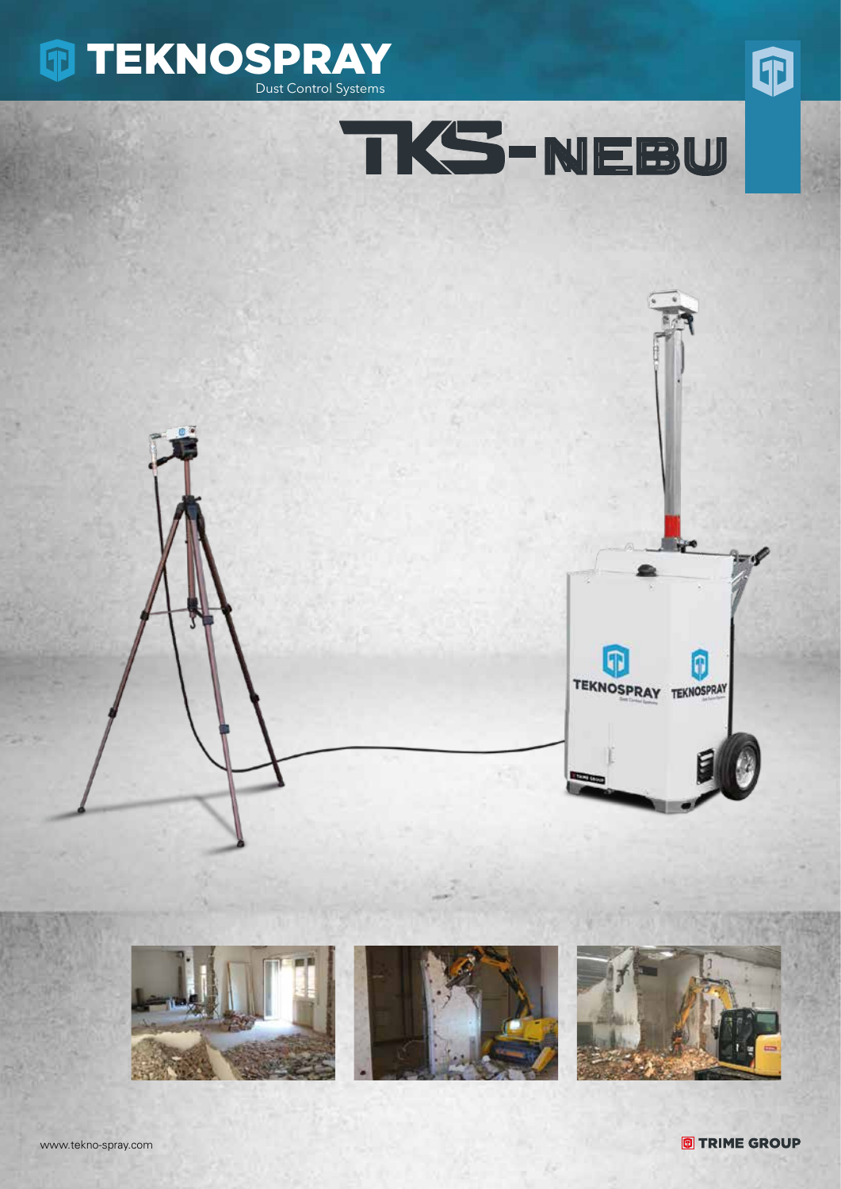# TEKNOSPRAY

Dust Control Systems

# TKS-NEBU

www.tekno-spray.com

TRIME GROUP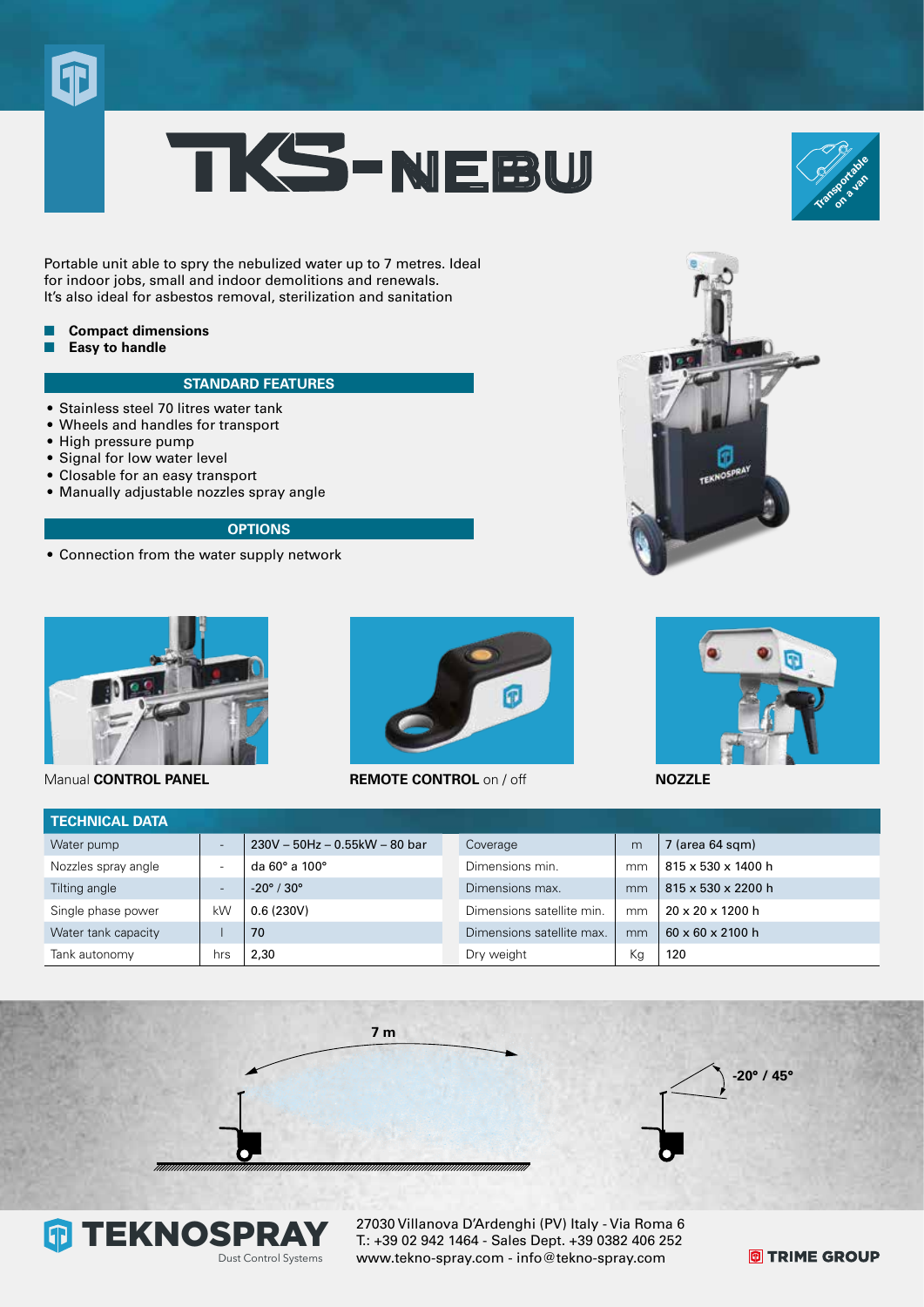# TKS-NEBU

Transportable on a van

Portable unit able to spry the nebulized water up to 7 metres. Ideal for indoor jobs, small and indoor demolitions and renewals.
It's also ideal for asbestos removal, sterilization and sanitation

- **Compact dimensions**
- **Easy to handle**

## STANDARD FEATURES

- Stainless steel 70 litres water tank
- Wheels and handles for transport
- High pressure pump
- Signal for low water level
- Closable for an easy transport
- Manually adjustable nozzles spray angle

## OPTIONS

- Connection from the water supply network

Manual **CONTROL PANEL**

**REMOTE CONTROL** on / off

**NOZZLE**

## TECHNICAL DATA

| | | | | | |
|---|---|---|---|---|---|
| Water pump | - | 230V – 50Hz – 0.55kW – 80 bar | Coverage | m | 7 (area 64 sqm) |
| Nozzles spray angle | - | da 60° a 100° | Dimensions min. | mm | 815 x 530 x 1400 h |
| Tilting angle | - | -20° / 30° | Dimensions max. | mm | 815 x 530 x 2200 h |
| Single phase power | kW | 0.6 (230V) | Dimensions satellite min. | mm | 20 x 20 x 1200 h |
| Water tank capacity | l | 70 | Dimensions satellite max. | mm | 60 x 60 x 2100 h |
| Tank autonomy | hrs | 2,30 | Dry weight | Kg | 120 |

7 m

-20° / 45°

**TEKNOSPRAY**
Dust Control Systems

27030 Villanova D'Ardenghi (PV) Italy - Via Roma 6
T.: +39 02 942 1464 - Sales Dept. +39 0382 406 252
www.tekno-spray.com - info@tekno-spray.com

TRIME GROUP